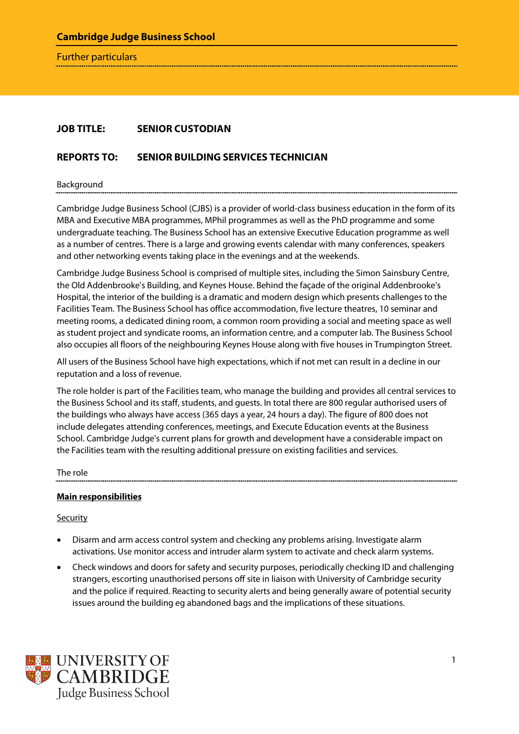**Cambridge Judge Business School**

Further particulars

**JOB TITLE:** **SENIOR CUSTODIAN**

**REPORTS TO:** **SENIOR BUILDING SERVICES TECHNICIAN**

## Background

Cambridge Judge Business School (CJBS) is a provider of world-class business education in the form of its MBA and Executive MBA programmes, MPhil programmes as well as the PhD programme and some undergraduate teaching. The Business School has an extensive Executive Education programme as well as a number of centres. There is a large and growing events calendar with many conferences, speakers and other networking events taking place in the evenings and at the weekends.

Cambridge Judge Business School is comprised of multiple sites, including the Simon Sainsbury Centre, the Old Addenbrooke's Building, and Keynes House. Behind the façade of the original Addenbrooke's Hospital, the interior of the building is a dramatic and modern design which presents challenges to the Facilities Team. The Business School has office accommodation, five lecture theatres, 10 seminar and meeting rooms, a dedicated dining room, a common room providing a social and meeting space as well as student project and syndicate rooms, an information centre, and a computer lab. The Business School also occupies all floors of the neighbouring Keynes House along with five houses in Trumpington Street.

All users of the Business School have high expectations, which if not met can result in a decline in our reputation and a loss of revenue.

The role holder is part of the Facilities team, who manage the building and provides all central services to the Business School and its staff, students, and guests. In total there are 800 regular authorised users of the buildings who always have access (365 days a year, 24 hours a day). The figure of 800 does not include delegates attending conferences, meetings, and Execute Education events at the Business School. Cambridge Judge's current plans for growth and development have a considerable impact on the Facilities team with the resulting additional pressure on existing facilities and services.

## The role

**Main responsibilities**

Security

- Disarm and arm access control system and checking any problems arising. Investigate alarm activations. Use monitor access and intruder alarm system to activate and check alarm systems.
- Check windows and doors for safety and security purposes, periodically checking ID and challenging strangers, escorting unauthorised persons off site in liaison with University of Cambridge security and the police if required. Reacting to security alerts and being generally aware of potential security issues around the building eg abandoned bags and the implications of these situations.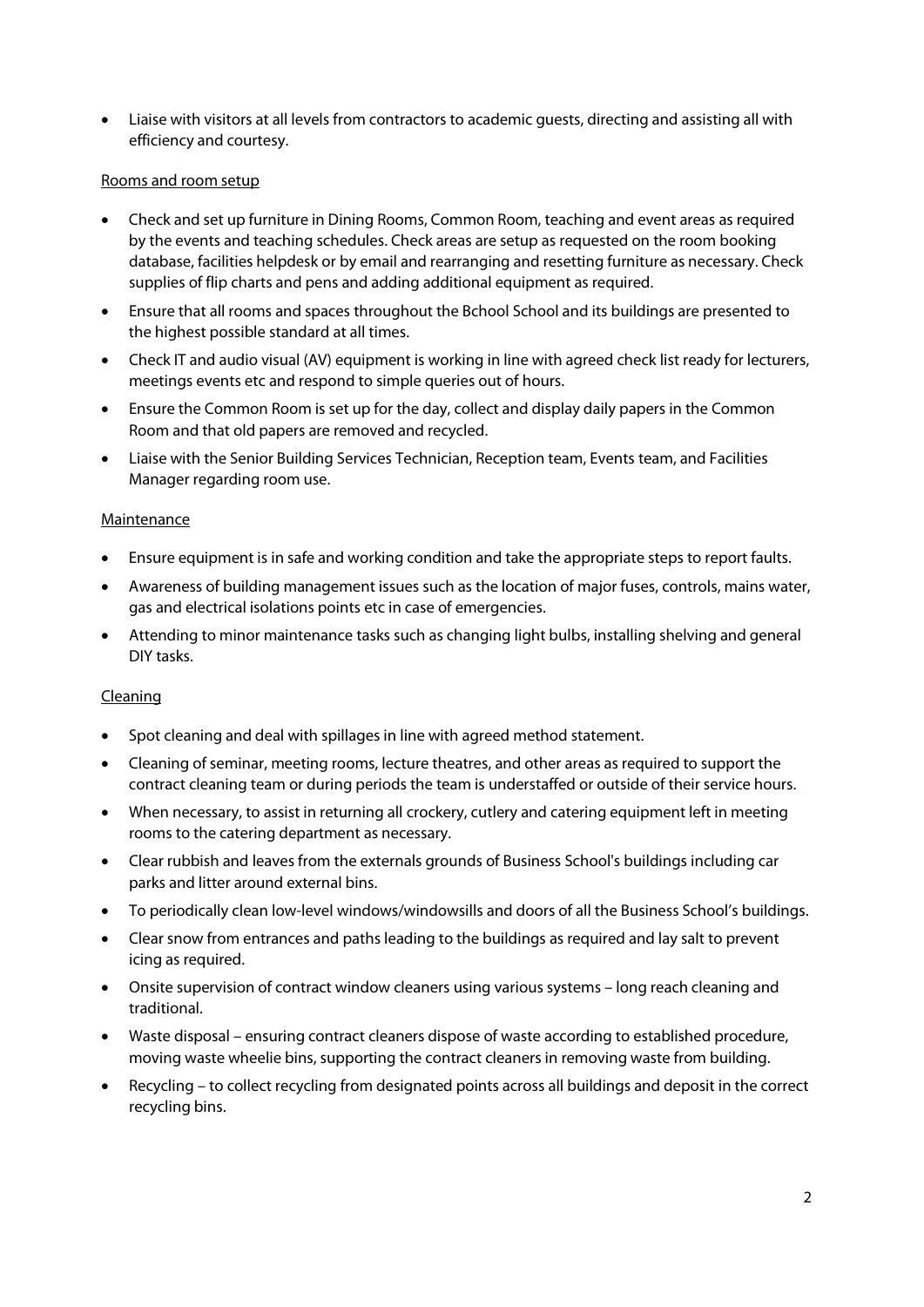- Liaise with visitors at all levels from contractors to academic guests, directing and assisting all with efficiency and courtesy.

Rooms and room setup

- Check and set up furniture in Dining Rooms, Common Room, teaching and event areas as required by the events and teaching schedules. Check areas are setup as requested on the room booking database, facilities helpdesk or by email and rearranging and resetting furniture as necessary. Check supplies of flip charts and pens and adding additional equipment as required.
- Ensure that all rooms and spaces throughout the Bchool School and its buildings are presented to the highest possible standard at all times.
- Check IT and audio visual (AV) equipment is working in line with agreed check list ready for lecturers, meetings events etc and respond to simple queries out of hours.
- Ensure the Common Room is set up for the day, collect and display daily papers in the Common Room and that old papers are removed and recycled.
- Liaise with the Senior Building Services Technician, Reception team, Events team, and Facilities Manager regarding room use.

Maintenance

- Ensure equipment is in safe and working condition and take the appropriate steps to report faults.
- Awareness of building management issues such as the location of major fuses, controls, mains water, gas and electrical isolations points etc in case of emergencies.
- Attending to minor maintenance tasks such as changing light bulbs, installing shelving and general DIY tasks.

Cleaning

- Spot cleaning and deal with spillages in line with agreed method statement.
- Cleaning of seminar, meeting rooms, lecture theatres, and other areas as required to support the contract cleaning team or during periods the team is understaffed or outside of their service hours.
- When necessary, to assist in returning all crockery, cutlery and catering equipment left in meeting rooms to the catering department as necessary.
- Clear rubbish and leaves from the externals grounds of Business School's buildings including car parks and litter around external bins.
- To periodically clean low-level windows/windowsills and doors of all the Business School's buildings.
- Clear snow from entrances and paths leading to the buildings as required and lay salt to prevent icing as required.
- Onsite supervision of contract window cleaners using various systems – long reach cleaning and traditional.
- Waste disposal – ensuring contract cleaners dispose of waste according to established procedure, moving waste wheelie bins, supporting the contract cleaners in removing waste from building.
- Recycling – to collect recycling from designated points across all buildings and deposit in the correct recycling bins.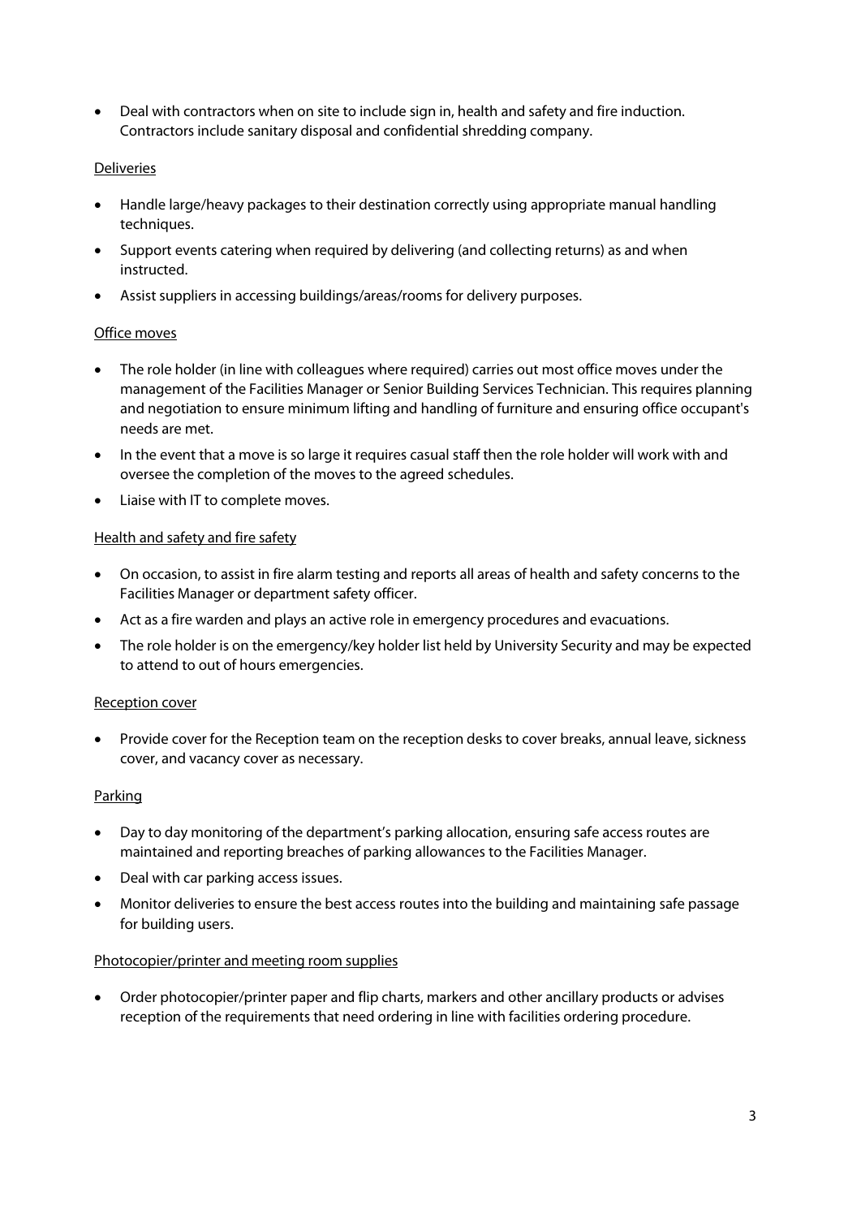- Deal with contractors when on site to include sign in, health and safety and fire induction. Contractors include sanitary disposal and confidential shredding company.

<u>Deliveries</u>

- Handle large/heavy packages to their destination correctly using appropriate manual handling techniques.
- Support events catering when required by delivering (and collecting returns) as and when instructed.
- Assist suppliers in accessing buildings/areas/rooms for delivery purposes.

<u>Office moves</u>

- The role holder (in line with colleagues where required) carries out most office moves under the management of the Facilities Manager or Senior Building Services Technician. This requires planning and negotiation to ensure minimum lifting and handling of furniture and ensuring office occupant's needs are met.
- In the event that a move is so large it requires casual staff then the role holder will work with and oversee the completion of the moves to the agreed schedules.
- Liaise with IT to complete moves.

<u>Health and safety and fire safety</u>

- On occasion, to assist in fire alarm testing and reports all areas of health and safety concerns to the Facilities Manager or department safety officer.
- Act as a fire warden and plays an active role in emergency procedures and evacuations.
- The role holder is on the emergency/key holder list held by University Security and may be expected to attend to out of hours emergencies.

<u>Reception cover</u>

- Provide cover for the Reception team on the reception desks to cover breaks, annual leave, sickness cover, and vacancy cover as necessary.

<u>Parking</u>

- Day to day monitoring of the department's parking allocation, ensuring safe access routes are maintained and reporting breaches of parking allowances to the Facilities Manager.
- Deal with car parking access issues.
- Monitor deliveries to ensure the best access routes into the building and maintaining safe passage for building users.

<u>Photocopier/printer and meeting room supplies</u>

- Order photocopier/printer paper and flip charts, markers and other ancillary products or advises reception of the requirements that need ordering in line with facilities ordering procedure.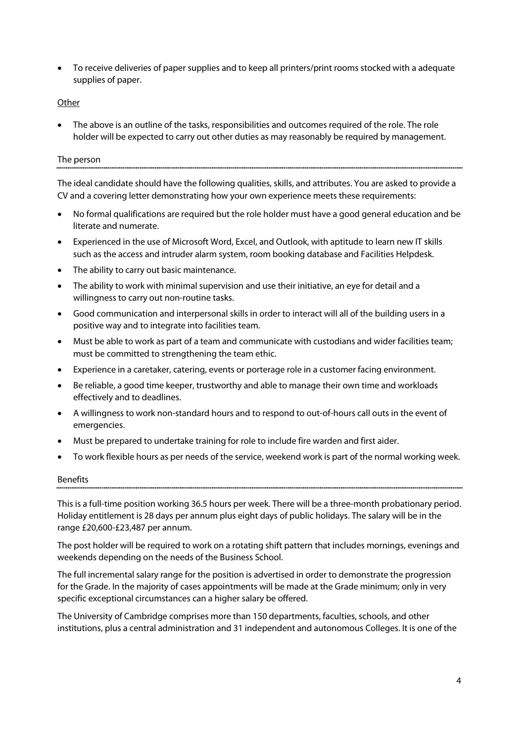- To receive deliveries of paper supplies and to keep all printers/print rooms stocked with a adequate supplies of paper.

### Other

- The above is an outline of the tasks, responsibilities and outcomes required of the role. The role holder will be expected to carry out other duties as may reasonably be required by management.

## The person

The ideal candidate should have the following qualities, skills, and attributes. You are asked to provide a CV and a covering letter demonstrating how your own experience meets these requirements:

- No formal qualifications are required but the role holder must have a good general education and be literate and numerate.
- Experienced in the use of Microsoft Word, Excel, and Outlook, with aptitude to learn new IT skills such as the access and intruder alarm system, room booking database and Facilities Helpdesk.
- The ability to carry out basic maintenance.
- The ability to work with minimal supervision and use their initiative, an eye for detail and a willingness to carry out non-routine tasks.
- Good communication and interpersonal skills in order to interact will all of the building users in a positive way and to integrate into facilities team.
- Must be able to work as part of a team and communicate with custodians and wider facilities team; must be committed to strengthening the team ethic.
- Experience in a caretaker, catering, events or porterage role in a customer facing environment.
- Be reliable, a good time keeper, trustworthy and able to manage their own time and workloads effectively and to deadlines.
- A willingness to work non-standard hours and to respond to out-of-hours call outs in the event of emergencies.
- Must be prepared to undertake training for role to include fire warden and first aider.
- To work flexible hours as per needs of the service, weekend work is part of the normal working week.

## Benefits

This is a full-time position working 36.5 hours per week. There will be a three-month probationary period. Holiday entitlement is 28 days per annum plus eight days of public holidays. The salary will be in the range £20,600-£23,487 per annum.

The post holder will be required to work on a rotating shift pattern that includes mornings, evenings and weekends depending on the needs of the Business School.

The full incremental salary range for the position is advertised in order to demonstrate the progression for the Grade. In the majority of cases appointments will be made at the Grade minimum; only in very specific exceptional circumstances can a higher salary be offered.

The University of Cambridge comprises more than 150 departments, faculties, schools, and other institutions, plus a central administration and 31 independent and autonomous Colleges. It is one of the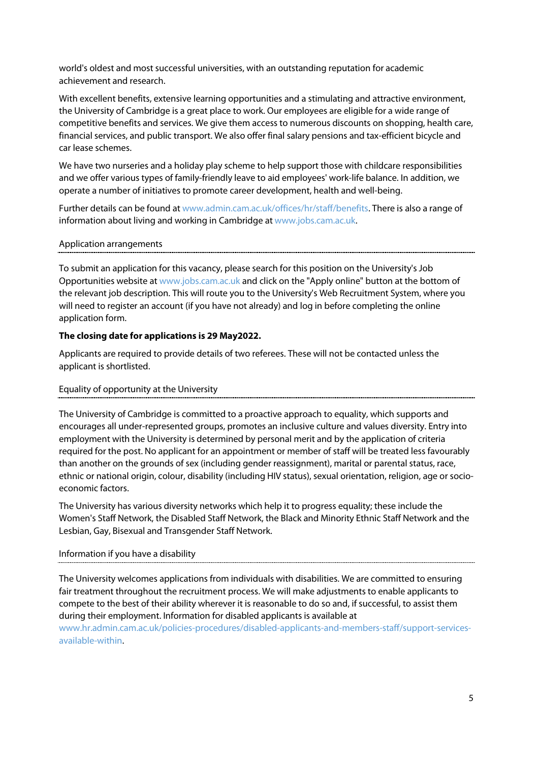world's oldest and most successful universities, with an outstanding reputation for academic achievement and research.

With excellent benefits, extensive learning opportunities and a stimulating and attractive environment, the University of Cambridge is a great place to work. Our employees are eligible for a wide range of competitive benefits and services. We give them access to numerous discounts on shopping, health care, financial services, and public transport. We also offer final salary pensions and tax-efficient bicycle and car lease schemes.

We have two nurseries and a holiday play scheme to help support those with childcare responsibilities and we offer various types of family-friendly leave to aid employees' work-life balance. In addition, we operate a number of initiatives to promote career development, health and well-being.

Further details can be found at www.admin.cam.ac.uk/offices/hr/staff/benefits. There is also a range of information about living and working in Cambridge at www.jobs.cam.ac.uk.

## Application arrangements

To submit an application for this vacancy, please search for this position on the University's Job Opportunities website at www.jobs.cam.ac.uk and click on the "Apply online" button at the bottom of the relevant job description. This will route you to the University's Web Recruitment System, where you will need to register an account (if you have not already) and log in before completing the online application form.

**The closing date for applications is 29 May2022.**

Applicants are required to provide details of two referees. These will not be contacted unless the applicant is shortlisted.

## Equality of opportunity at the University

The University of Cambridge is committed to a proactive approach to equality, which supports and encourages all under-represented groups, promotes an inclusive culture and values diversity. Entry into employment with the University is determined by personal merit and by the application of criteria required for the post. No applicant for an appointment or member of staff will be treated less favourably than another on the grounds of sex (including gender reassignment), marital or parental status, race, ethnic or national origin, colour, disability (including HIV status), sexual orientation, religion, age or socio-economic factors.

The University has various diversity networks which help it to progress equality; these include the Women's Staff Network, the Disabled Staff Network, the Black and Minority Ethnic Staff Network and the Lesbian, Gay, Bisexual and Transgender Staff Network.

## Information if you have a disability

The University welcomes applications from individuals with disabilities. We are committed to ensuring fair treatment throughout the recruitment process. We will make adjustments to enable applicants to compete to the best of their ability wherever it is reasonable to do so and, if successful, to assist them during their employment. Information for disabled applicants is available at www.hr.admin.cam.ac.uk/policies-procedures/disabled-applicants-and-members-staff/support-services-available-within.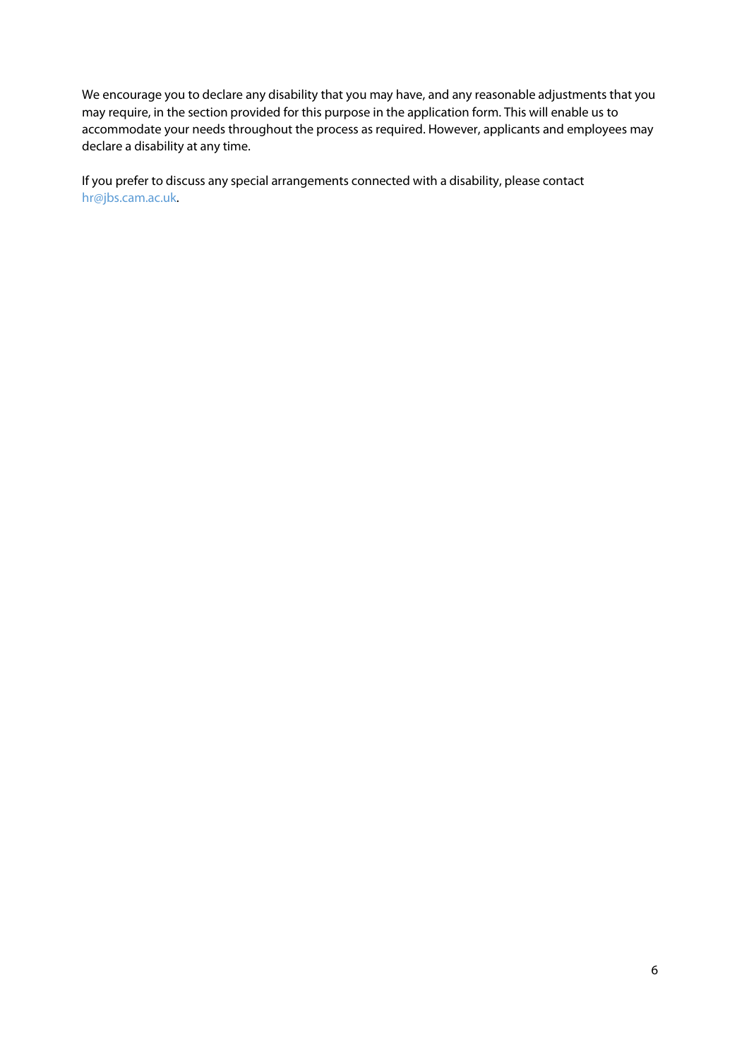We encourage you to declare any disability that you may have, and any reasonable adjustments that you may require, in the section provided for this purpose in the application form. This will enable us to accommodate your needs throughout the process as required. However, applicants and employees may declare a disability at any time.

If you prefer to discuss any special arrangements connected with a disability, please contact hr@jbs.cam.ac.uk.